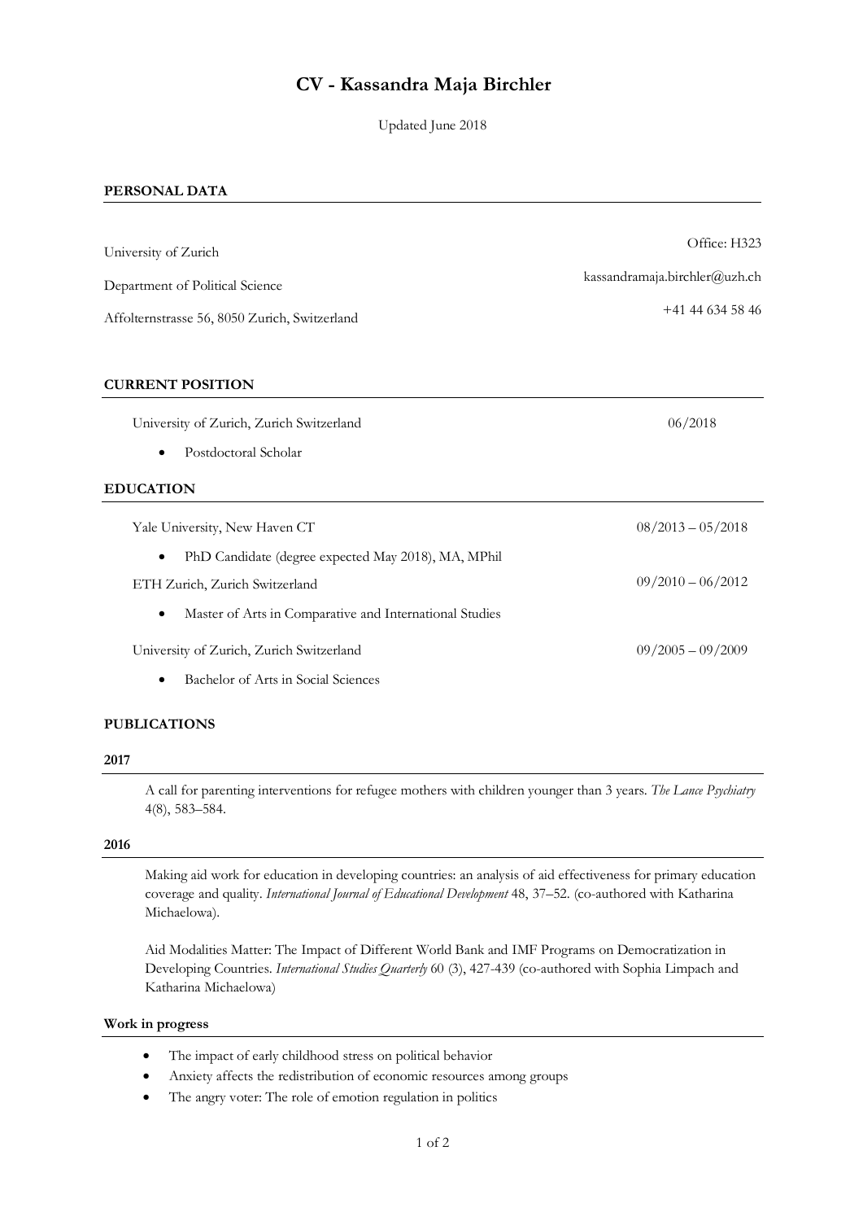# CV - Kassandra Maja Birchler

Updated June 2018

## PERSONAL DATA

University of Zurich
Department of Political Science
Affolternstrasse 56, 8050 Zurich, Switzerland

Office: H323
kassandramaja.birchler@uzh.ch
+41 44 634 58 46

## CURRENT POSITION

University of Zurich, Zurich Switzerland — 06/2018

- Postdoctoral Scholar

## EDUCATION

Yale University, New Haven CT — 08/2013 – 05/2018

- PhD Candidate (degree expected May 2018), MA, MPhil

ETH Zurich, Zurich Switzerland — 09/2010 – 06/2012

- Master of Arts in Comparative and International Studies

University of Zurich, Zurich Switzerland — 09/2005 – 09/2009

- Bachelor of Arts in Social Sciences

## PUBLICATIONS

### 2017

A call for parenting interventions for refugee mothers with children younger than 3 years. *The Lance Psychiatry* 4(8), 583–584.

### 2016

Making aid work for education in developing countries: an analysis of aid effectiveness for primary education coverage and quality. *International Journal of Educational Development* 48, 37–52. (co-authored with Katharina Michaelowa).

Aid Modalities Matter: The Impact of Different World Bank and IMF Programs on Democratization in Developing Countries. *International Studies Quarterly* 60 (3), 427-439 (co-authored with Sophia Limpach and Katharina Michaelowa)

### Work in progress

- The impact of early childhood stress on political behavior
- Anxiety affects the redistribution of economic resources among groups
- The angry voter: The role of emotion regulation in politics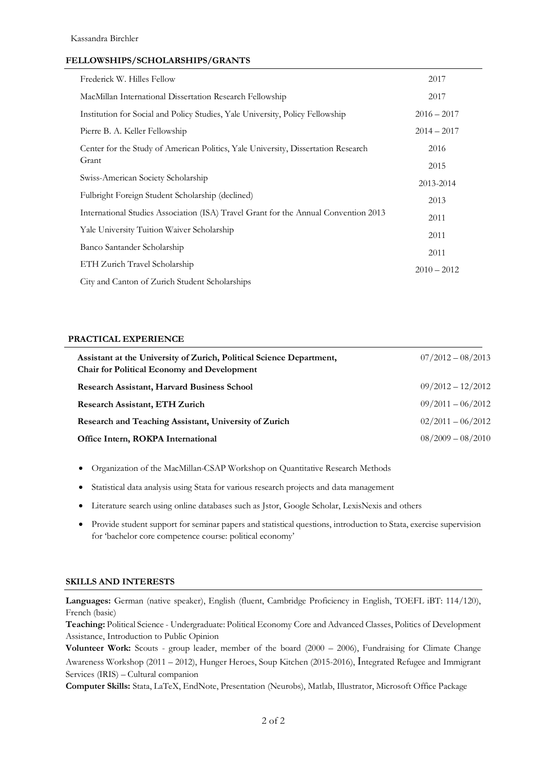## FELLOWSHIPS/SCHOLARSHIPS/GRANTS

| | |
|---|---|
| Frederick W. Hilles Fellow | 2017 |
| MacMillan International Dissertation Research Fellowship | 2017 |
| Institution for Social and Policy Studies, Yale University, Policy Fellowship | 2016 – 2017 |
| Pierre B. A. Keller Fellowship | 2014 – 2017 |
| Center for the Study of American Politics, Yale University, Dissertation Research Grant | 2016 |
| Swiss-American Society Scholarship | 2015 |
| Fulbright Foreign Student Scholarship (declined) | 2013-2014 |
| International Studies Association (ISA) Travel Grant for the Annual Convention 2013 | 2013 |
| Yale University Tuition Waiver Scholarship | 2011 |
| Banco Santander Scholarship | 2011 |
| ETH Zurich Travel Scholarship | 2011 |
| City and Canton of Zurich Student Scholarships | 2010 – 2012 |

## PRACTICAL EXPERIENCE

| | |
|---|---|
| **Assistant at the University of Zurich, Political Science Department, Chair for Political Economy and Development** | 07/2012 – 08/2013 |
| **Research Assistant, Harvard Business School** | 09/2012 – 12/2012 |
| **Research Assistant, ETH Zurich** | 09/2011 – 06/2012 |
| **Research and Teaching Assistant, University of Zurich** | 02/2011 – 06/2012 |
| **Office Intern, ROKPA International** | 08/2009 – 08/2010 |

- Organization of the MacMillan-CSAP Workshop on Quantitative Research Methods
- Statistical data analysis using Stata for various research projects and data management
- Literature search using online databases such as Jstor, Google Scholar, LexisNexis and others
- Provide student support for seminar papers and statistical questions, introduction to Stata, exercise supervision for 'bachelor core competence course: political economy'

## SKILLS AND INTERESTS

**Languages:** German (native speaker), English (fluent, Cambridge Proficiency in English, TOEFL iBT: 114/120), French (basic)

**Teaching:** Political Science - Undergraduate: Political Economy Core and Advanced Classes, Politics of Development Assistance, Introduction to Public Opinion

**Volunteer Work:** Scouts - group leader, member of the board (2000 – 2006), Fundraising for Climate Change Awareness Workshop (2011 – 2012), Hunger Heroes, Soup Kitchen (2015-2016), Integrated Refugee and Immigrant Services (IRIS) – Cultural companion

**Computer Skills:** Stata, LaTeX, EndNote, Presentation (Neurobs), Matlab, Illustrator, Microsoft Office Package